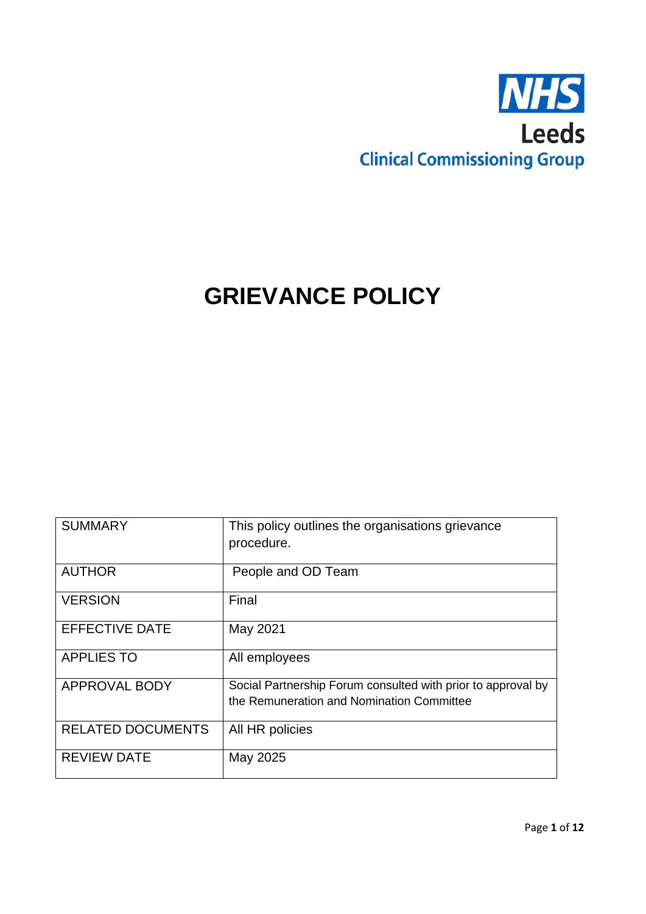NHS

Leeds

Clinical Commissioning Group

# GRIEVANCE POLICY

| | |
|---|---|
| SUMMARY | This policy outlines the organisations grievance procedure. |
| AUTHOR | People and OD Team |
| VERSION | Final |
| EFFECTIVE DATE | May 2021 |
| APPLIES TO | All employees |
| APPROVAL BODY | Social Partnership Forum consulted with prior to approval by the Remuneration and Nomination Committee |
| RELATED DOCUMENTS | All HR policies |
| REVIEW DATE | May 2025 |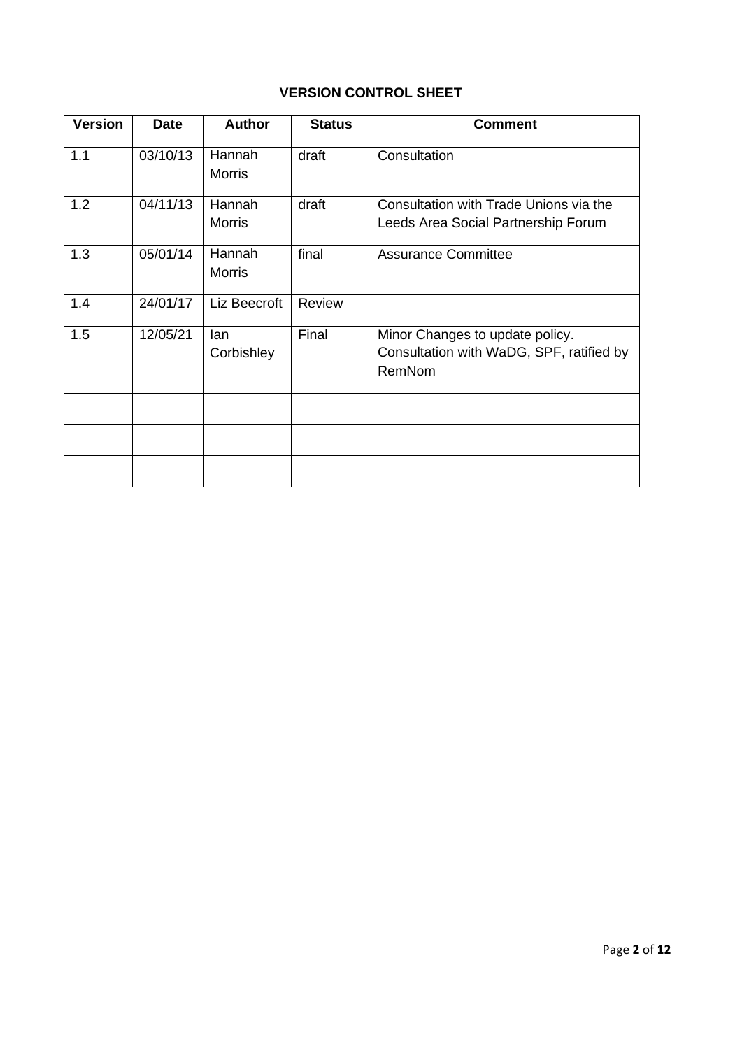## VERSION CONTROL SHEET

| Version | Date | Author | Status | Comment |
|---|---|---|---|---|
| 1.1 | 03/10/13 | Hannah Morris | draft | Consultation |
| 1.2 | 04/11/13 | Hannah Morris | draft | Consultation with Trade Unions via the Leeds Area Social Partnership Forum |
| 1.3 | 05/01/14 | Hannah Morris | final | Assurance Committee |
| 1.4 | 24/01/17 | Liz Beecroft | Review | |
| 1.5 | 12/05/21 | Ian Corbishley | Final | Minor Changes to update policy. Consultation with WaDG, SPF, ratified by RemNom |
| | | | | |
| | | | | |
| | | | | |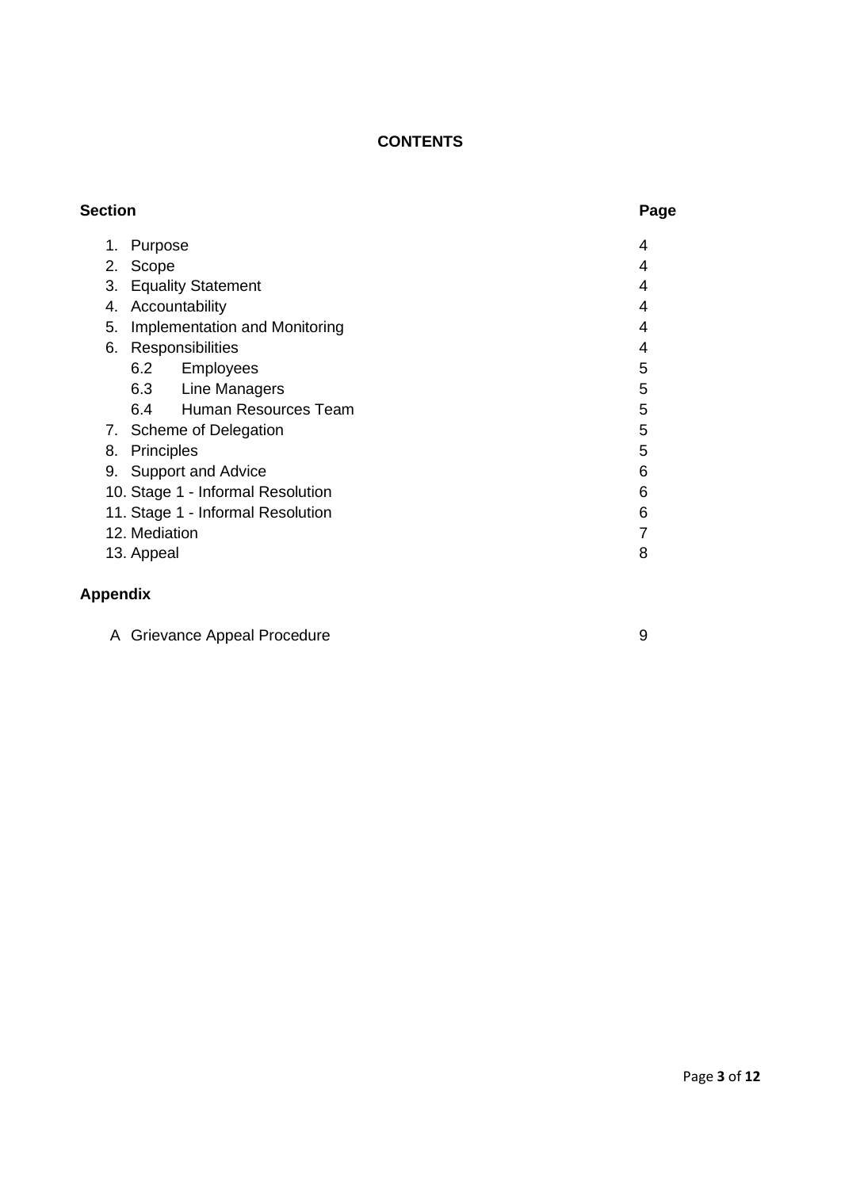# CONTENTS

| Section | Page |
|---|---|
| 1. Purpose | 4 |
| 2. Scope | 4 |
| 3. Equality Statement | 4 |
| 4. Accountability | 4 |
| 5. Implementation and Monitoring | 4 |
| 6. Responsibilities | 4 |
| 6.2 Employees | 5 |
| 6.3 Line Managers | 5 |
| 6.4 Human Resources Team | 5 |
| 7. Scheme of Delegation | 5 |
| 8. Principles | 5 |
| 9. Support and Advice | 6 |
| 10. Stage 1 - Informal Resolution | 6 |
| 11. Stage 1 - Informal Resolution | 6 |
| 12. Mediation | 7 |
| 13. Appeal | 8 |

**Appendix**

| | |
|---|---|
| A Grievance Appeal Procedure | 9 |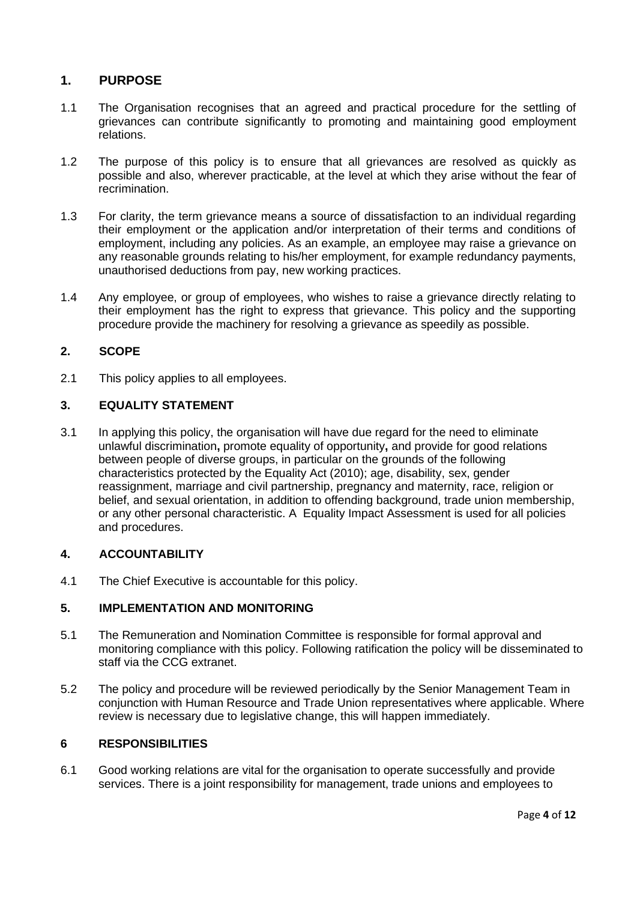## 1. PURPOSE

1.1 The Organisation recognises that an agreed and practical procedure for the settling of grievances can contribute significantly to promoting and maintaining good employment relations.

1.2 The purpose of this policy is to ensure that all grievances are resolved as quickly as possible and also, wherever practicable, at the level at which they arise without the fear of recrimination.

1.3 For clarity, the term grievance means a source of dissatisfaction to an individual regarding their employment or the application and/or interpretation of their terms and conditions of employment, including any policies. As an example, an employee may raise a grievance on any reasonable grounds relating to his/her employment, for example redundancy payments, unauthorised deductions from pay, new working practices.

1.4 Any employee, or group of employees, who wishes to raise a grievance directly relating to their employment has the right to express that grievance. This policy and the supporting procedure provide the machinery for resolving a grievance as speedily as possible.

## 2. SCOPE

2.1 This policy applies to all employees.

## 3. EQUALITY STATEMENT

3.1 In applying this policy, the organisation will have due regard for the need to eliminate unlawful discrimination**,** promote equality of opportunity**,** and provide for good relations between people of diverse groups, in particular on the grounds of the following characteristics protected by the Equality Act (2010); age, disability, sex, gender reassignment, marriage and civil partnership, pregnancy and maternity, race, religion or belief, and sexual orientation, in addition to offending background, trade union membership, or any other personal characteristic. A Equality Impact Assessment is used for all policies and procedures.

## 4. ACCOUNTABILITY

4.1 The Chief Executive is accountable for this policy.

## 5. IMPLEMENTATION AND MONITORING

5.1 The Remuneration and Nomination Committee is responsible for formal approval and monitoring compliance with this policy. Following ratification the policy will be disseminated to staff via the CCG extranet.

5.2 The policy and procedure will be reviewed periodically by the Senior Management Team in conjunction with Human Resource and Trade Union representatives where applicable. Where review is necessary due to legislative change, this will happen immediately.

## 6 RESPONSIBILITIES

6.1 Good working relations are vital for the organisation to operate successfully and provide services. There is a joint responsibility for management, trade unions and employees to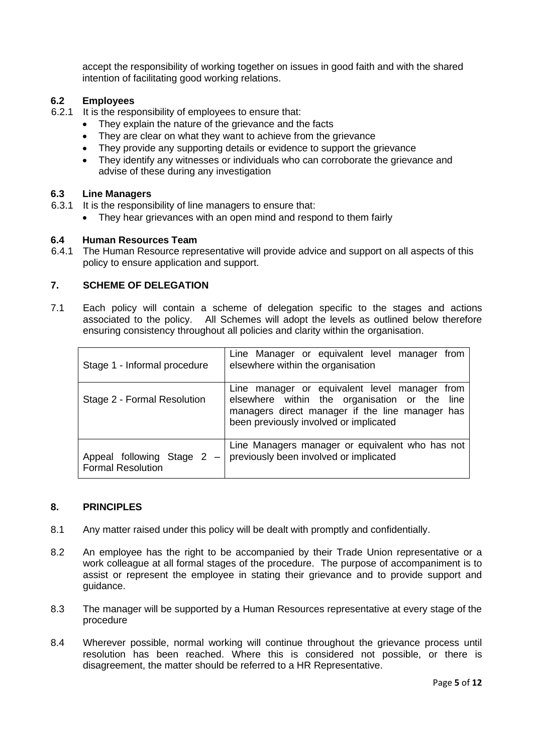accept the responsibility of working together on issues in good faith and with the shared intention of facilitating good working relations.

### 6.2 Employees

6.2.1 It is the responsibility of employees to ensure that:

- They explain the nature of the grievance and the facts
- They are clear on what they want to achieve from the grievance
- They provide any supporting details or evidence to support the grievance
- They identify any witnesses or individuals who can corroborate the grievance and advise of these during any investigation

### 6.3 Line Managers

6.3.1 It is the responsibility of line managers to ensure that:

- They hear grievances with an open mind and respond to them fairly

### 6.4 Human Resources Team

6.4.1 The Human Resource representative will provide advice and support on all aspects of this policy to ensure application and support.

## 7. SCHEME OF DELEGATION

7.1 Each policy will contain a scheme of delegation specific to the stages and actions associated to the policy. All Schemes will adopt the levels as outlined below therefore ensuring consistency throughout all policies and clarity within the organisation.

| | |
|---|---|
| Stage 1 - Informal procedure | Line Manager or equivalent level manager from elsewhere within the organisation |
| Stage 2 - Formal Resolution | Line manager or equivalent level manager from elsewhere within the organisation or the line managers direct manager if the line manager has been previously involved or implicated |
| Appeal following Stage 2 – Formal Resolution | Line Managers manager or equivalent who has not previously been involved or implicated |

## 8. PRINCIPLES

8.1 Any matter raised under this policy will be dealt with promptly and confidentially.

8.2 An employee has the right to be accompanied by their Trade Union representative or a work colleague at all formal stages of the procedure. The purpose of accompaniment is to assist or represent the employee in stating their grievance and to provide support and guidance.

8.3 The manager will be supported by a Human Resources representative at every stage of the procedure

8.4 Wherever possible, normal working will continue throughout the grievance process until resolution has been reached. Where this is considered not possible, or there is disagreement, the matter should be referred to a HR Representative.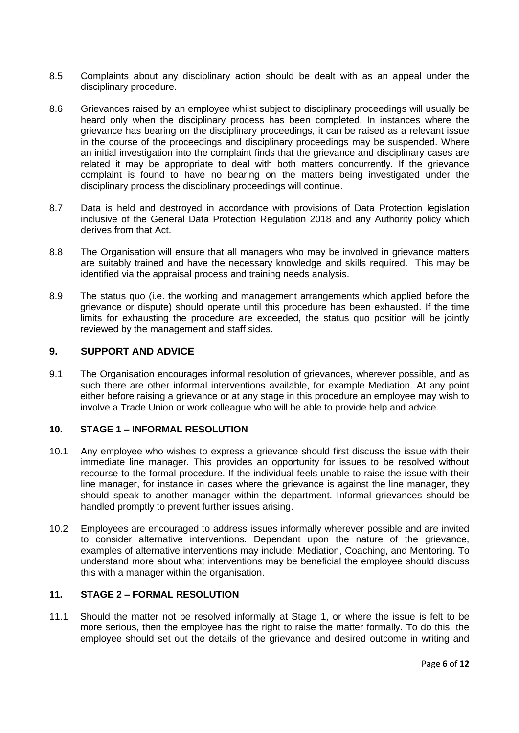8.5 Complaints about any disciplinary action should be dealt with as an appeal under the disciplinary procedure.

8.6 Grievances raised by an employee whilst subject to disciplinary proceedings will usually be heard only when the disciplinary process has been completed. In instances where the grievance has bearing on the disciplinary proceedings, it can be raised as a relevant issue in the course of the proceedings and disciplinary proceedings may be suspended. Where an initial investigation into the complaint finds that the grievance and disciplinary cases are related it may be appropriate to deal with both matters concurrently. If the grievance complaint is found to have no bearing on the matters being investigated under the disciplinary process the disciplinary proceedings will continue.

8.7 Data is held and destroyed in accordance with provisions of Data Protection legislation inclusive of the General Data Protection Regulation 2018 and any Authority policy which derives from that Act.

8.8 The Organisation will ensure that all managers who may be involved in grievance matters are suitably trained and have the necessary knowledge and skills required. This may be identified via the appraisal process and training needs analysis.

8.9 The status quo (i.e. the working and management arrangements which applied before the grievance or dispute) should operate until this procedure has been exhausted. If the time limits for exhausting the procedure are exceeded, the status quo position will be jointly reviewed by the management and staff sides.

## 9. SUPPORT AND ADVICE

9.1 The Organisation encourages informal resolution of grievances, wherever possible, and as such there are other informal interventions available, for example Mediation. At any point either before raising a grievance or at any stage in this procedure an employee may wish to involve a Trade Union or work colleague who will be able to provide help and advice.

## 10. STAGE 1 – INFORMAL RESOLUTION

10.1 Any employee who wishes to express a grievance should first discuss the issue with their immediate line manager. This provides an opportunity for issues to be resolved without recourse to the formal procedure. If the individual feels unable to raise the issue with their line manager, for instance in cases where the grievance is against the line manager, they should speak to another manager within the department. Informal grievances should be handled promptly to prevent further issues arising.

10.2 Employees are encouraged to address issues informally wherever possible and are invited to consider alternative interventions. Dependant upon the nature of the grievance, examples of alternative interventions may include: Mediation, Coaching, and Mentoring. To understand more about what interventions may be beneficial the employee should discuss this with a manager within the organisation.

## 11. STAGE 2 – FORMAL RESOLUTION

11.1 Should the matter not be resolved informally at Stage 1, or where the issue is felt to be more serious, then the employee has the right to raise the matter formally. To do this, the employee should set out the details of the grievance and desired outcome in writing and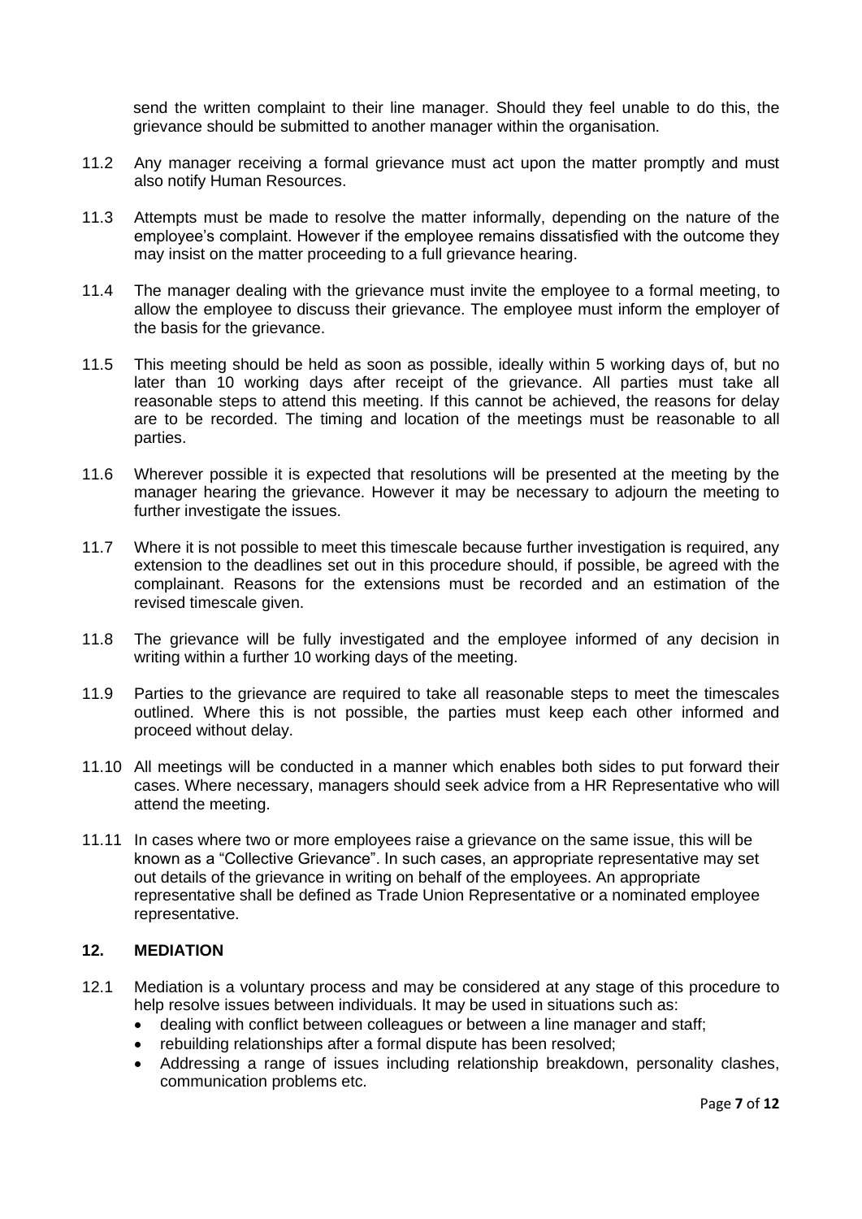send the written complaint to their line manager. Should they feel unable to do this, the grievance should be submitted to another manager within the organisation.

11.2 Any manager receiving a formal grievance must act upon the matter promptly and must also notify Human Resources.

11.3 Attempts must be made to resolve the matter informally, depending on the nature of the employee's complaint. However if the employee remains dissatisfied with the outcome they may insist on the matter proceeding to a full grievance hearing.

11.4 The manager dealing with the grievance must invite the employee to a formal meeting, to allow the employee to discuss their grievance. The employee must inform the employer of the basis for the grievance.

11.5 This meeting should be held as soon as possible, ideally within 5 working days of, but no later than 10 working days after receipt of the grievance. All parties must take all reasonable steps to attend this meeting. If this cannot be achieved, the reasons for delay are to be recorded. The timing and location of the meetings must be reasonable to all parties.

11.6 Wherever possible it is expected that resolutions will be presented at the meeting by the manager hearing the grievance. However it may be necessary to adjourn the meeting to further investigate the issues.

11.7 Where it is not possible to meet this timescale because further investigation is required, any extension to the deadlines set out in this procedure should, if possible, be agreed with the complainant. Reasons for the extensions must be recorded and an estimation of the revised timescale given.

11.8 The grievance will be fully investigated and the employee informed of any decision in writing within a further 10 working days of the meeting.

11.9 Parties to the grievance are required to take all reasonable steps to meet the timescales outlined. Where this is not possible, the parties must keep each other informed and proceed without delay.

11.10 All meetings will be conducted in a manner which enables both sides to put forward their cases. Where necessary, managers should seek advice from a HR Representative who will attend the meeting.

11.11 In cases where two or more employees raise a grievance on the same issue, this will be known as a "Collective Grievance". In such cases, an appropriate representative may set out details of the grievance in writing on behalf of the employees. An appropriate representative shall be defined as Trade Union Representative or a nominated employee representative.

## 12. MEDIATION

12.1 Mediation is a voluntary process and may be considered at any stage of this procedure to help resolve issues between individuals. It may be used in situations such as:

- dealing with conflict between colleagues or between a line manager and staff;
- rebuilding relationships after a formal dispute has been resolved;
- Addressing a range of issues including relationship breakdown, personality clashes, communication problems etc.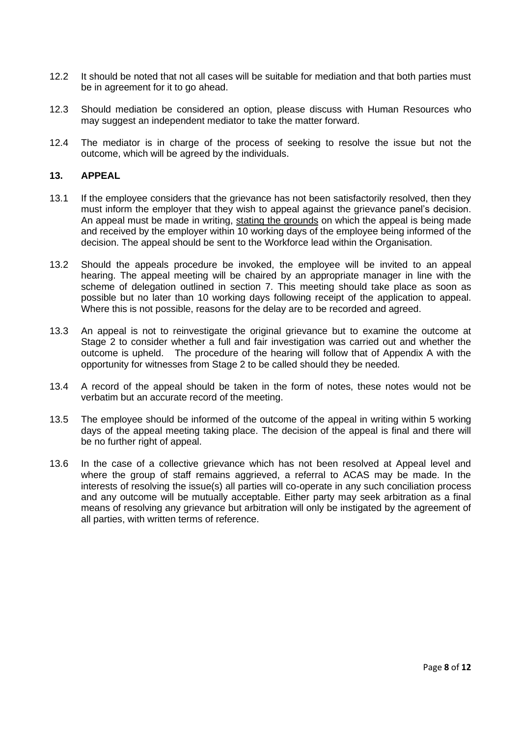12.2 It should be noted that not all cases will be suitable for mediation and that both parties must be in agreement for it to go ahead.

12.3 Should mediation be considered an option, please discuss with Human Resources who may suggest an independent mediator to take the matter forward.

12.4 The mediator is in charge of the process of seeking to resolve the issue but not the outcome, which will be agreed by the individuals.

## 13. APPEAL

13.1 If the employee considers that the grievance has not been satisfactorily resolved, then they must inform the employer that they wish to appeal against the grievance panel's decision. An appeal must be made in writing, <u>stating the grounds</u> on which the appeal is being made and received by the employer within 10 working days of the employee being informed of the decision. The appeal should be sent to the Workforce lead within the Organisation.

13.2 Should the appeals procedure be invoked, the employee will be invited to an appeal hearing. The appeal meeting will be chaired by an appropriate manager in line with the scheme of delegation outlined in section 7. This meeting should take place as soon as possible but no later than 10 working days following receipt of the application to appeal. Where this is not possible, reasons for the delay are to be recorded and agreed.

13.3 An appeal is not to reinvestigate the original grievance but to examine the outcome at Stage 2 to consider whether a full and fair investigation was carried out and whether the outcome is upheld. The procedure of the hearing will follow that of Appendix A with the opportunity for witnesses from Stage 2 to be called should they be needed.

13.4 A record of the appeal should be taken in the form of notes, these notes would not be verbatim but an accurate record of the meeting.

13.5 The employee should be informed of the outcome of the appeal in writing within 5 working days of the appeal meeting taking place. The decision of the appeal is final and there will be no further right of appeal.

13.6 In the case of a collective grievance which has not been resolved at Appeal level and where the group of staff remains aggrieved, a referral to ACAS may be made. In the interests of resolving the issue(s) all parties will co-operate in any such conciliation process and any outcome will be mutually acceptable. Either party may seek arbitration as a final means of resolving any grievance but arbitration will only be instigated by the agreement of all parties, with written terms of reference.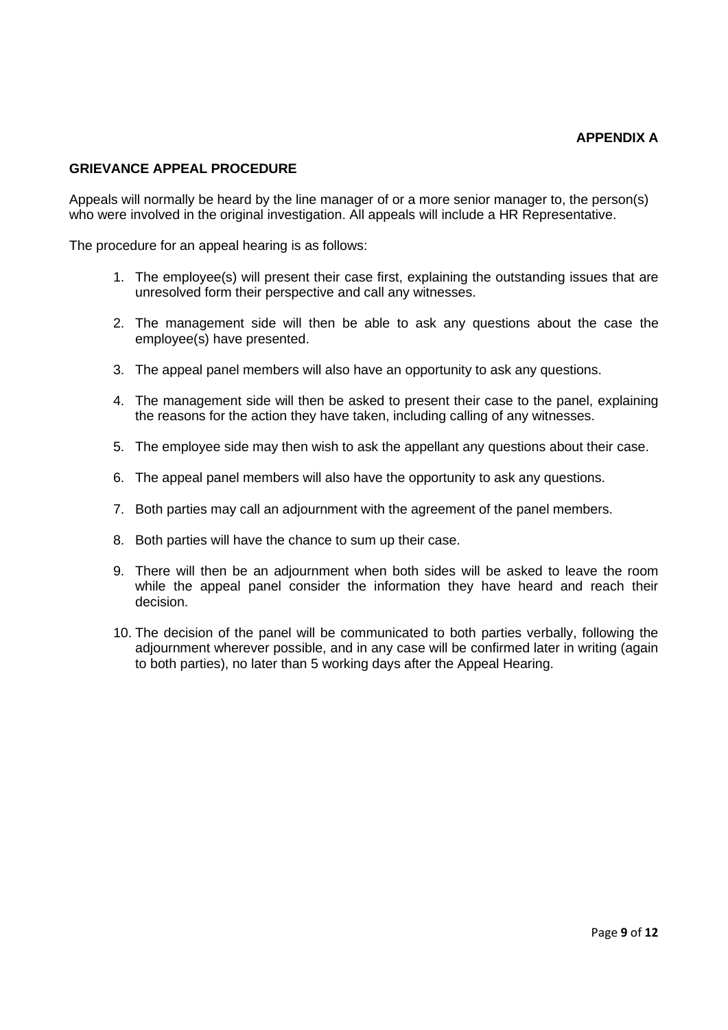**APPENDIX A**

**GRIEVANCE APPEAL PROCEDURE**

Appeals will normally be heard by the line manager of or a more senior manager to, the person(s) who were involved in the original investigation. All appeals will include a HR Representative.

The procedure for an appeal hearing is as follows:

1. The employee(s) will present their case first, explaining the outstanding issues that are unresolved form their perspective and call any witnesses.
2. The management side will then be able to ask any questions about the case the employee(s) have presented.
3. The appeal panel members will also have an opportunity to ask any questions.
4. The management side will then be asked to present their case to the panel, explaining the reasons for the action they have taken, including calling of any witnesses.
5. The employee side may then wish to ask the appellant any questions about their case.
6. The appeal panel members will also have the opportunity to ask any questions.
7. Both parties may call an adjournment with the agreement of the panel members.
8. Both parties will have the chance to sum up their case.
9. There will then be an adjournment when both sides will be asked to leave the room while the appeal panel consider the information they have heard and reach their decision.
10. The decision of the panel will be communicated to both parties verbally, following the adjournment wherever possible, and in any case will be confirmed later in writing (again to both parties), no later than 5 working days after the Appeal Hearing.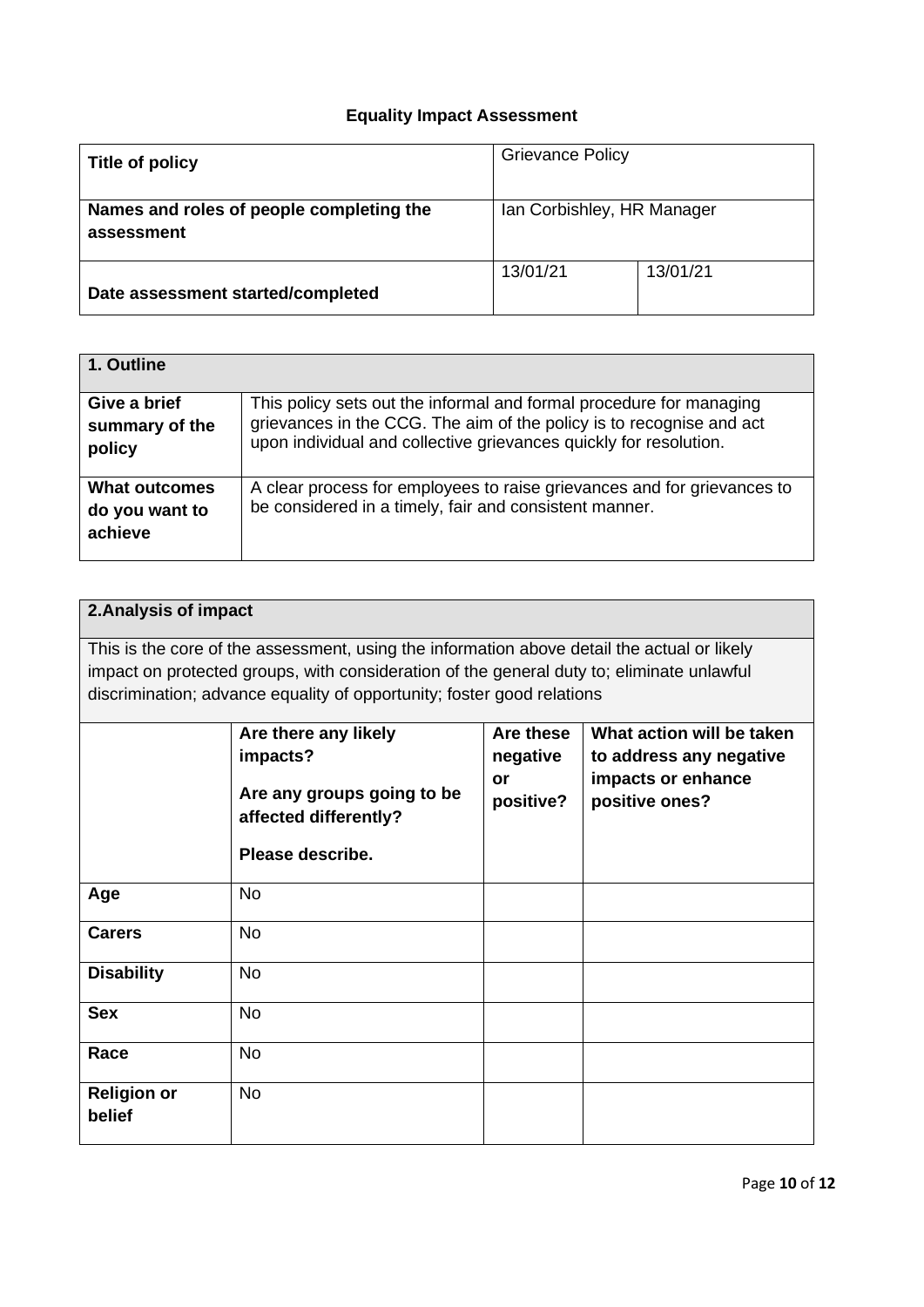## Equality Impact Assessment

| **Title of policy** | Grievance Policy | |
|---|---|---|
| **Names and roles of people completing the assessment** | Ian Corbishley, HR Manager | |
| **Date assessment started/completed** | 13/01/21 | 13/01/21 |

| **1. Outline** | |
|---|---|
| **Give a brief summary of the policy** | This policy sets out the informal and formal procedure for managing grievances in the CCG. The aim of the policy is to recognise and act upon individual and collective grievances quickly for resolution. |
| **What outcomes do you want to achieve** | A clear process for employees to raise grievances and for grievances to be considered in a timely, fair and consistent manner. |

**2.Analysis of impact**

This is the core of the assessment, using the information above detail the actual or likely impact on protected groups, with consideration of the general duty to; eliminate unlawful discrimination; advance equality of opportunity; foster good relations

| | **Are there any likely impacts?**<br>**Are any groups going to be affected differently?**<br>**Please describe.** | **Are these negative or positive?** | **What action will be taken to address any negative impacts or enhance positive ones?** |
|---|---|---|---|
| **Age** | No | | |
| **Carers** | No | | |
| **Disability** | No | | |
| **Sex** | No | | |
| **Race** | No | | |
| **Religion or belief** | No | | |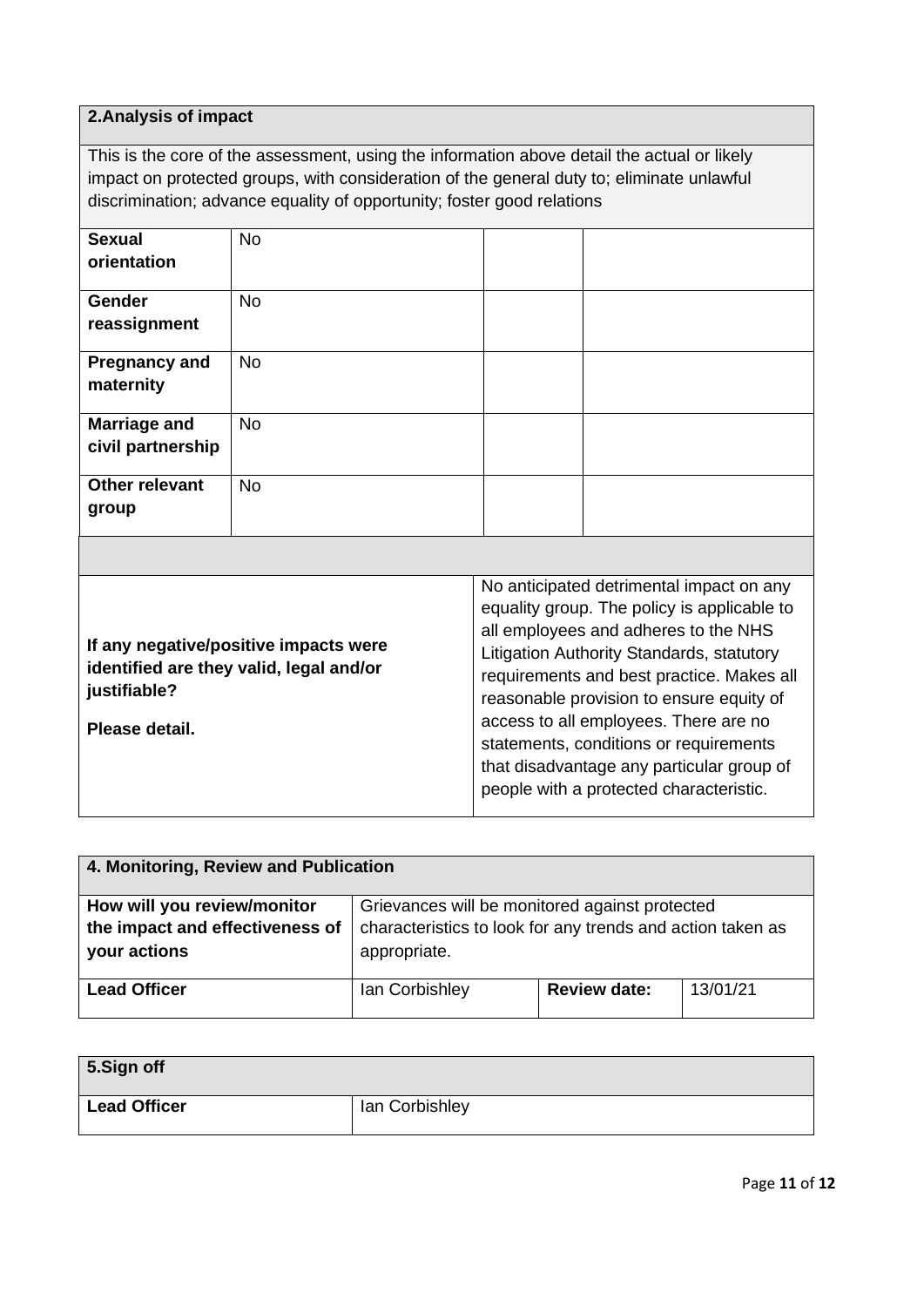| **2.Analysis of impact** | | | |
|---|---|---|---|
| This is the core of the assessment, using the information above detail the actual or likely impact on protected groups, with consideration of the general duty to; eliminate unlawful discrimination; advance equality of opportunity; foster good relations | | | |
| **Sexual orientation** | No | | |
| **Gender reassignment** | No | | |
| **Pregnancy and maternity** | No | | |
| **Marriage and civil partnership** | No | | |
| **Other relevant group** | No | | |
| | | | |
| **If any negative/positive impacts were identified are they valid, legal and/or justifiable?**<br><br>**Please detail.** | | No anticipated detrimental impact on any equality group. The policy is applicable to all employees and adheres to the NHS Litigation Authority Standards, statutory requirements and best practice. Makes all reasonable provision to ensure equity of access to all employees. There are no statements, conditions or requirements that disadvantage any particular group of people with a protected characteristic. | |

| **4. Monitoring, Review and Publication** | | | |
|---|---|---|---|
| **How will you review/monitor the impact and effectiveness of your actions** | Grievances will be monitored against protected characteristics to look for any trends and action taken as appropriate. | | |
| **Lead Officer** | Ian Corbishley | **Review date:** | 13/01/21 |

| **5.Sign off** | |
|---|---|
| **Lead Officer** | Ian Corbishley |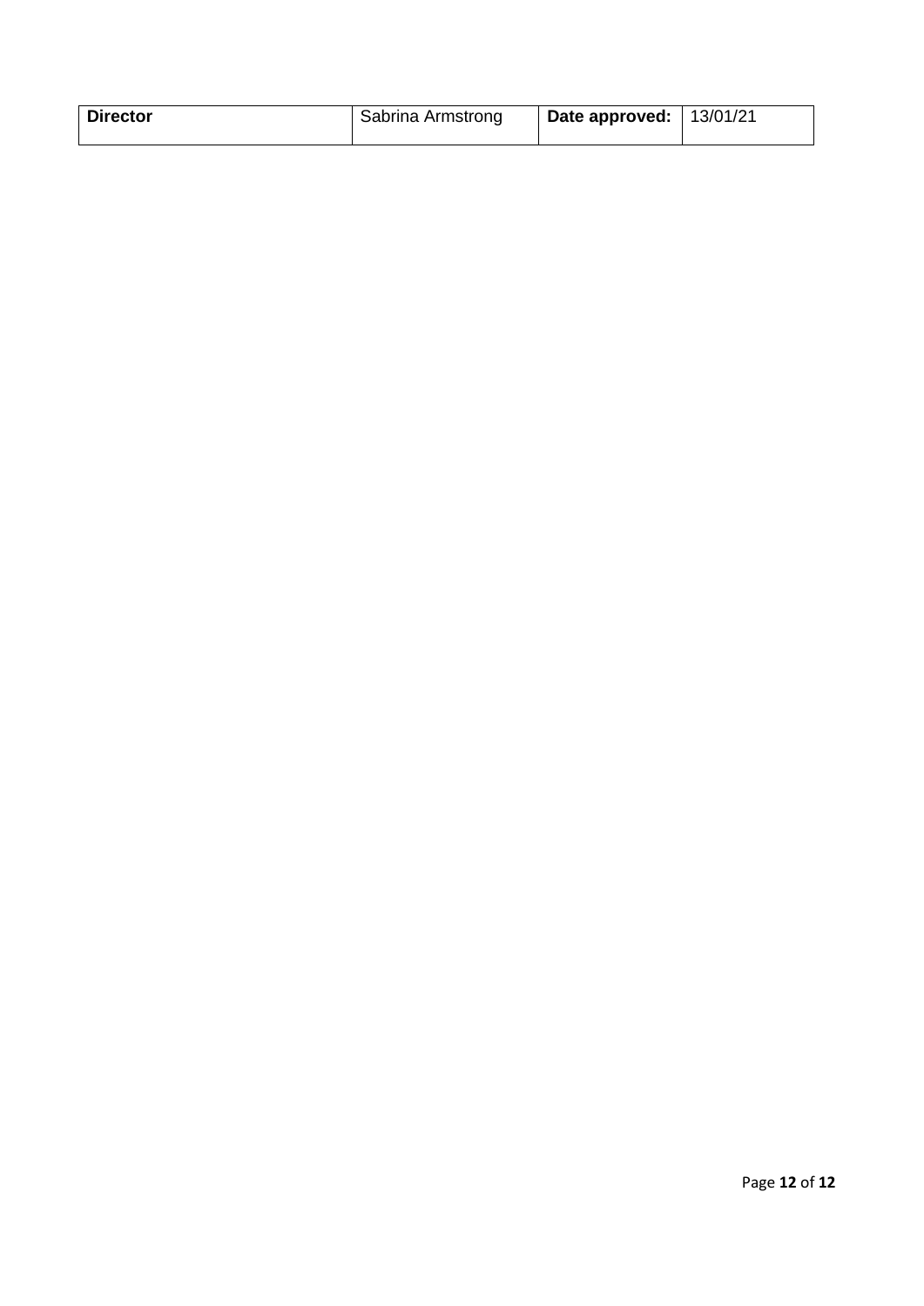| | | | |
|---|---|---|---|
| **Director** | Sabrina Armstrong | **Date approved:** | 13/01/21 |